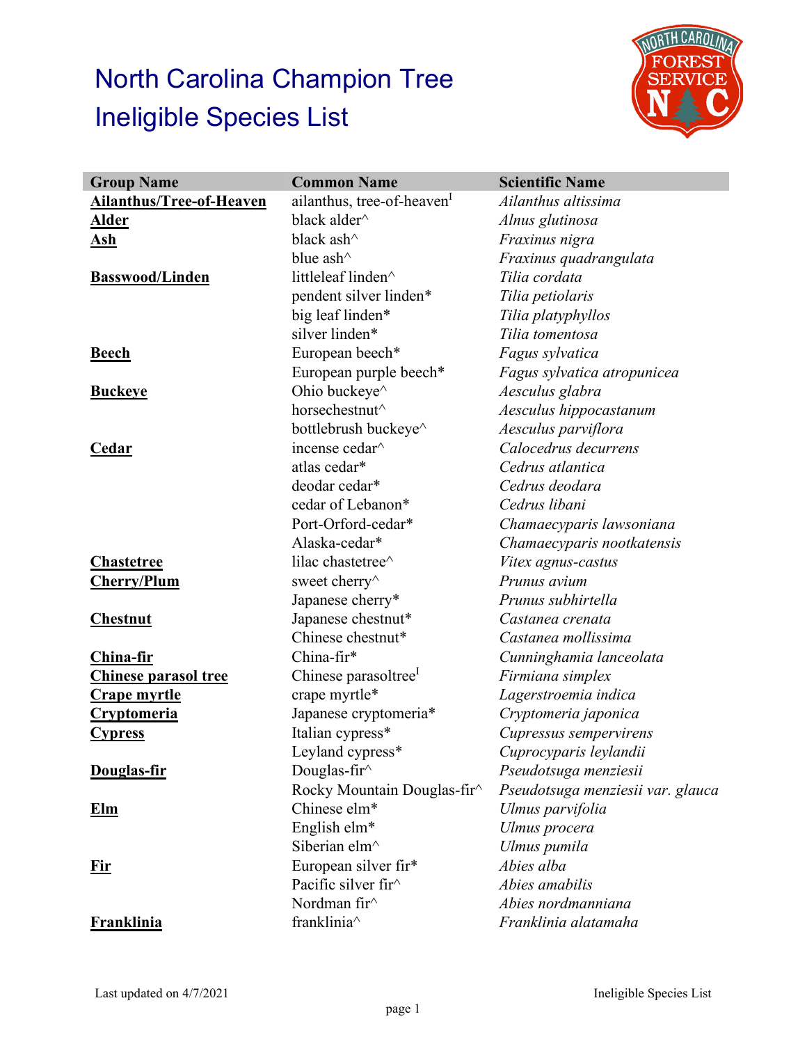# North Carolina Champion Tree Ineligible Species List

| Group Name | Common Name | Scientific Name |
|---|---|---|
| **Ailanthus/Tree-of-Heaven** | ailanthus, tree-of-heaven[I] | *Ailanthus altissima* |
| **Alder** | black alder^ | *Alnus glutinosa* |
| **Ash** | black ash^ | *Fraxinus nigra* |
| | blue ash^ | *Fraxinus quadrangulata* |
| **Basswood/Linden** | littleleaf linden^ | *Tilia cordata* |
| | pendent silver linden* | *Tilia petiolaris* |
| | big leaf linden* | *Tilia platyphyllos* |
| | silver linden* | *Tilia tomentosa* |
| **Beech** | European beech* | *Fagus sylvatica* |
| | European purple beech* | *Fagus sylvatica atropunicea* |
| **Buckeye** | Ohio buckeye^ | *Aesculus glabra* |
| | horsechestnut^ | *Aesculus hippocastanum* |
| | bottlebrush buckeye^ | *Aesculus parviflora* |
| **Cedar** | incense cedar^ | *Calocedrus decurrens* |
| | atlas cedar* | *Cedrus atlantica* |
| | deodar cedar* | *Cedrus deodara* |
| | cedar of Lebanon* | *Cedrus libani* |
| | Port-Orford-cedar* | *Chamaecyparis lawsoniana* |
| | Alaska-cedar* | *Chamaecyparis nootkatensis* |
| **Chastetree** | lilac chastetree^ | *Vitex agnus-castus* |
| **Cherry/Plum** | sweet cherry^ | *Prunus avium* |
| | Japanese cherry* | *Prunus subhirtella* |
| **Chestnut** | Japanese chestnut* | *Castanea crenata* |
| | Chinese chestnut* | *Castanea mollissima* |
| **China-fir** | China-fir* | *Cunninghamia lanceolata* |
| **Chinese parasol tree** | Chinese parasoltree[I] | *Firmiana simplex* |
| **Crape myrtle** | crape myrtle* | *Lagerstroemia indica* |
| **Cryptomeria** | Japanese cryptomeria* | *Cryptomeria japonica* |
| **Cypress** | Italian cypress* | *Cupressus sempervirens* |
| | Leyland cypress* | *Cuprocyparis leylandii* |
| **Douglas-fir** | Douglas-fir^ | *Pseudotsuga menziesii* |
| | Rocky Mountain Douglas-fir^ | *Pseudotsuga menziesii var. glauca* |
| **Elm** | Chinese elm* | *Ulmus parvifolia* |
| | English elm* | *Ulmus procera* |
| | Siberian elm^ | *Ulmus pumila* |
| **Fir** | European silver fir* | *Abies alba* |
| | Pacific silver fir^ | *Abies amabilis* |
| | Nordman fir^ | *Abies nordmanniana* |
| **Franklinia** | franklinia^ | *Franklinia alatamaha* |

Last updated on 4/7/2021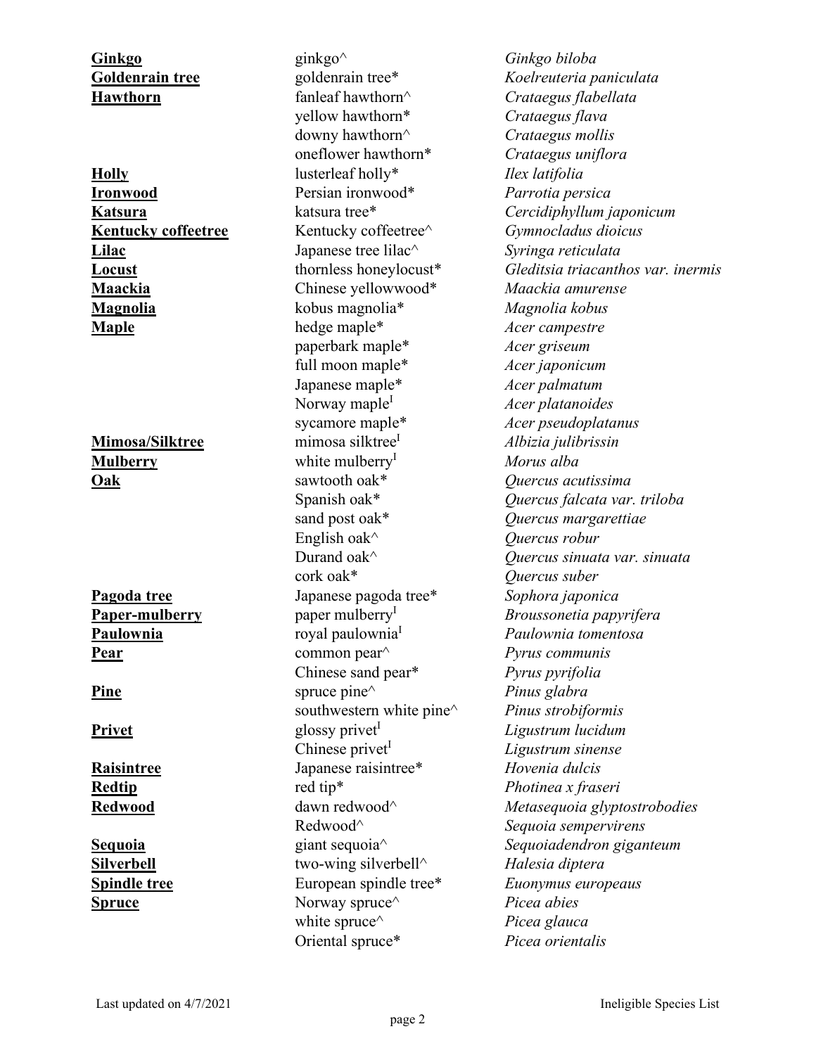| | | |
|---|---|---|
| **Ginkgo** | ginkgo^ | *Ginkgo biloba* |
| **Goldenrain tree** | goldenrain tree* | *Koelreuteria paniculata* |
| **Hawthorn** | fanleaf hawthorn^ | *Crataegus flabellata* |
| | yellow hawthorn* | *Crataegus flava* |
| | downy hawthorn^ | *Crataegus mollis* |
| | oneflower hawthorn* | *Crataegus uniflora* |
| **Holly** | lusterleaf holly* | *Ilex latifolia* |
| **Ironwood** | Persian ironwood* | *Parrotia persica* |
| **Katsura** | katsura tree* | *Cercidiphyllum japonicum* |
| **Kentucky coffeetree** | Kentucky coffeetree^ | *Gymnocladus dioicus* |
| **Lilac** | Japanese tree lilac^ | *Syringa reticulata* |
| **Locust** | thornless honeylocust* | *Gleditsia triacanthos var. inermis* |
| **Maackia** | Chinese yellowwood* | *Maackia amurense* |
| **Magnolia** | kobus magnolia* | *Magnolia kobus* |
| **Maple** | hedge maple* | *Acer campestre* |
| | paperbark maple* | *Acer griseum* |
| | full moon maple* | *Acer japonicum* |
| | Japanese maple* | *Acer palmatum* |
| | Norway maple[I] | *Acer platanoides* |
| | sycamore maple* | *Acer pseudoplatanus* |
| **Mimosa/Silktree** | mimosa silktree[I] | *Albizia julibrissin* |
| **Mulberry** | white mulberry[I] | *Morus alba* |
| **Oak** | sawtooth oak* | *Quercus acutissima* |
| | Spanish oak* | *Quercus falcata var. triloba* |
| | sand post oak* | *Quercus margarettiae* |
| | English oak^ | *Quercus robur* |
| | Durand oak^ | *Quercus sinuata var. sinuata* |
| | cork oak* | *Quercus suber* |
| **Pagoda tree** | Japanese pagoda tree* | *Sophora japonica* |
| **Paper-mulberry** | paper mulberry[I] | *Broussonetia papyrifera* |
| **Paulownia** | royal paulownia[I] | *Paulownia tomentosa* |
| **Pear** | common pear^ | *Pyrus communis* |
| | Chinese sand pear* | *Pyrus pyrifolia* |
| **Pine** | spruce pine^ | *Pinus glabra* |
| | southwestern white pine^ | *Pinus strobiformis* |
| **Privet** | glossy privet[I] | *Ligustrum lucidum* |
| | Chinese privet[I] | *Ligustrum sinense* |
| **Raisintree** | Japanese raisintree* | *Hovenia dulcis* |
| **Redtip** | red tip* | *Photinea x fraseri* |
| **Redwood** | dawn redwood^ | *Metasequoia glyptostrobodies* |
| | Redwood^ | *Sequoia sempervirens* |
| **Sequoia** | giant sequoia^ | *Sequoiadendron giganteum* |
| **Silverbell** | two-wing silverbell^ | *Halesia diptera* |
| **Spindle tree** | European spindle tree* | *Euonymus europeaus* |
| **Spruce** | Norway spruce^ | *Picea abies* |
| | white spruce^ | *Picea glauca* |
| | Oriental spruce* | *Picea orientalis* |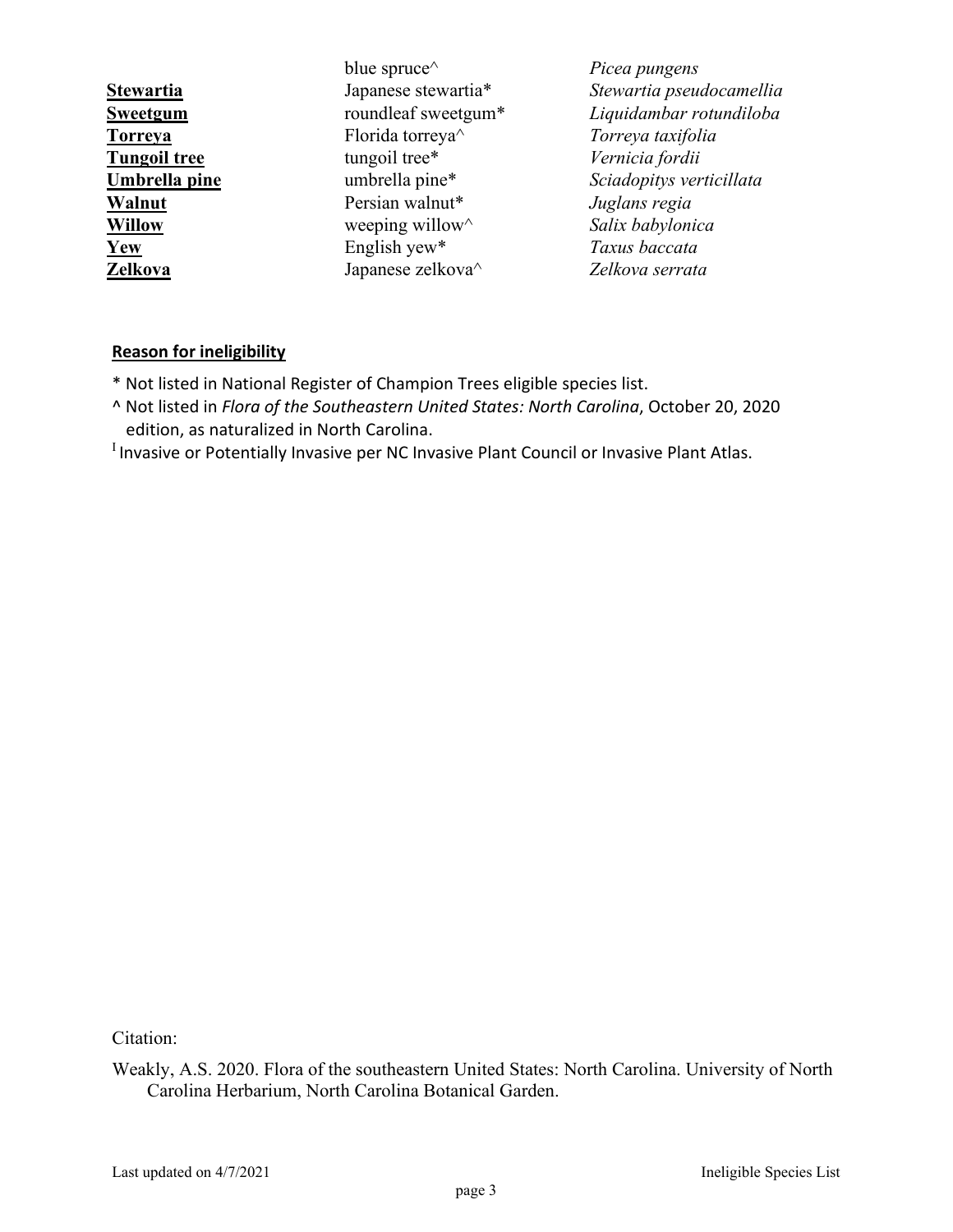| | | |
|---|---|---|
| | blue spruce^ | *Picea pungens* |
| **Stewartia** | Japanese stewartia* | *Stewartia pseudocamellia* |
| **Sweetgum** | roundleaf sweetgum* | *Liquidambar rotundiloba* |
| **Torreya** | Florida torreya^ | *Torreya taxifolia* |
| **Tungoil tree** | tungoil tree* | *Vernicia fordii* |
| **Umbrella pine** | umbrella pine* | *Sciadopitys verticillata* |
| **Walnut** | Persian walnut* | *Juglans regia* |
| **Willow** | weeping willow^ | *Salix babylonica* |
| **Yew** | English yew* | *Taxus baccata* |
| **Zelkova** | Japanese zelkova^ | *Zelkova serrata* |

**Reason for ineligibility**

* Not listed in National Register of Champion Trees eligible species list.

^ Not listed in *Flora of the Southeastern United States: North Carolina*, October 20, 2020 edition, as naturalized in North Carolina.

[I] Invasive or Potentially Invasive per NC Invasive Plant Council or Invasive Plant Atlas.

Citation:

Weakly, A.S. 2020. Flora of the southeastern United States: North Carolina. University of North Carolina Herbarium, North Carolina Botanical Garden.